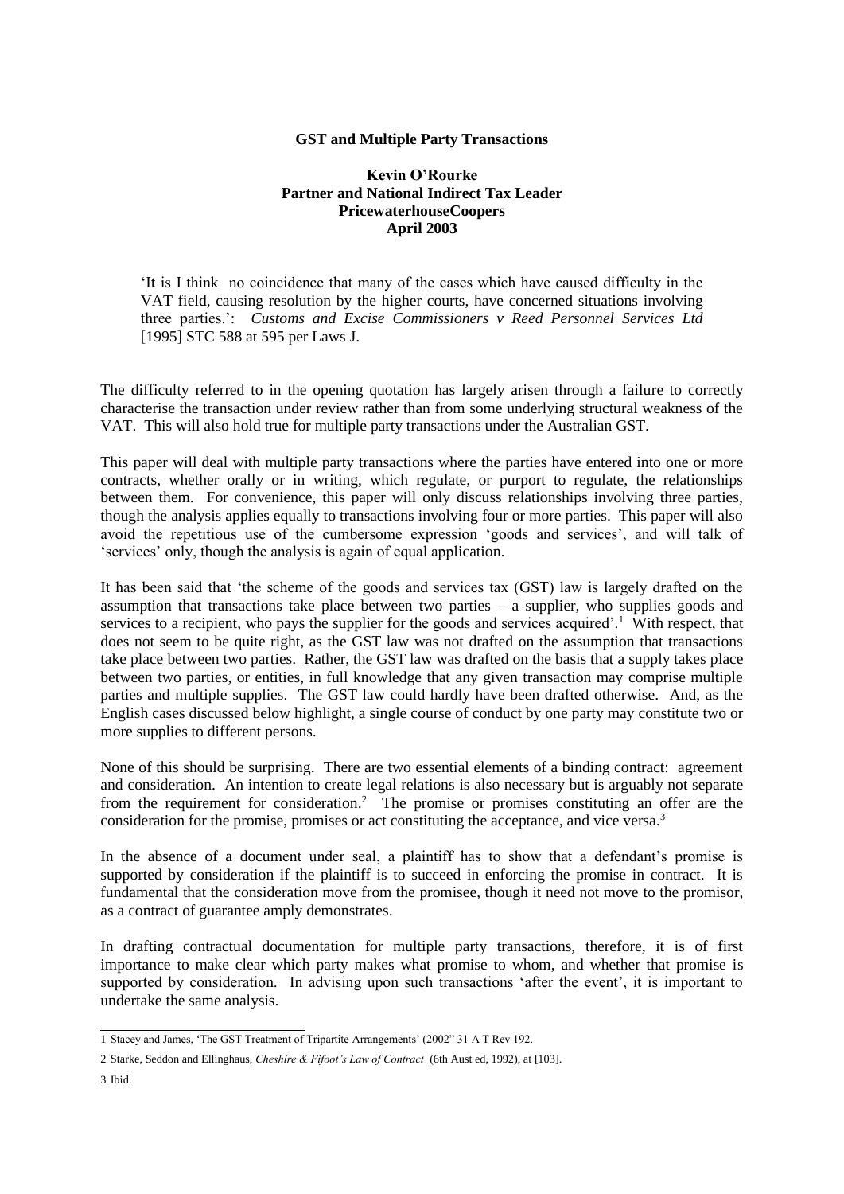# GST and Multiple Party Transactions

**Kevin O'Rourke**
**Partner and National Indirect Tax Leader**
**PricewaterhouseCoopers**
**April 2003**

> 'It is I think no coincidence that many of the cases which have caused difficulty in the VAT field, causing resolution by the higher courts, have concerned situations involving three parties.': *Customs and Excise Commissioners v Reed Personnel Services Ltd* [1995] STC 588 at 595 per Laws J.

The difficulty referred to in the opening quotation has largely arisen through a failure to correctly characterise the transaction under review rather than from some underlying structural weakness of the VAT. This will also hold true for multiple party transactions under the Australian GST.

This paper will deal with multiple party transactions where the parties have entered into one or more contracts, whether orally or in writing, which regulate, or purport to regulate, the relationships between them. For convenience, this paper will only discuss relationships involving three parties, though the analysis applies equally to transactions involving four or more parties. This paper will also avoid the repetitious use of the cumbersome expression 'goods and services', and will talk of 'services' only, though the analysis is again of equal application.

It has been said that 'the scheme of the goods and services tax (GST) law is largely drafted on the assumption that transactions take place between two parties – a supplier, who supplies goods and services to a recipient, who pays the supplier for the goods and services acquired'.[1] With respect, that does not seem to be quite right, as the GST law was not drafted on the assumption that transactions take place between two parties. Rather, the GST law was drafted on the basis that a supply takes place between two parties, or entities, in full knowledge that any given transaction may comprise multiple parties and multiple supplies. The GST law could hardly have been drafted otherwise. And, as the English cases discussed below highlight, a single course of conduct by one party may constitute two or more supplies to different persons.

None of this should be surprising. There are two essential elements of a binding contract: agreement and consideration. An intention to create legal relations is also necessary but is arguably not separate from the requirement for consideration.[2] The promise or promises constituting an offer are the consideration for the promise, promises or act constituting the acceptance, and vice versa.[3]

In the absence of a document under seal, a plaintiff has to show that a defendant's promise is supported by consideration if the plaintiff is to succeed in enforcing the promise in contract. It is fundamental that the consideration move from the promisee, though it need not move to the promisor, as a contract of guarantee amply demonstrates.

In drafting contractual documentation for multiple party transactions, therefore, it is of first importance to make clear which party makes what promise to whom, and whether that promise is supported by consideration. In advising upon such transactions 'after the event', it is important to undertake the same analysis.

---

1 Stacey and James, 'The GST Treatment of Tripartite Arrangements' (2002" 31 A T Rev 192.

2 Starke, Seddon and Ellinghaus, *Cheshire & Fifoot's Law of Contract* (6th Aust ed, 1992), at [103].

3 Ibid.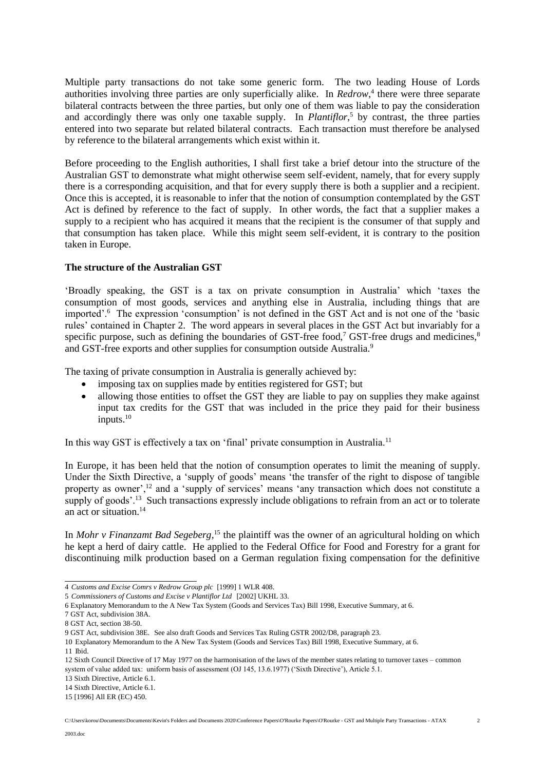Multiple party transactions do not take some generic form. The two leading House of Lords authorities involving three parties are only superficially alike. In *Redrow*,[4] there were three separate bilateral contracts between the three parties, but only one of them was liable to pay the consideration and accordingly there was only one taxable supply. In *Plantiflor*,[5] by contrast, the three parties entered into two separate but related bilateral contracts. Each transaction must therefore be analysed by reference to the bilateral arrangements which exist within it.

Before proceeding to the English authorities, I shall first take a brief detour into the structure of the Australian GST to demonstrate what might otherwise seem self-evident, namely, that for every supply there is a corresponding acquisition, and that for every supply there is both a supplier and a recipient. Once this is accepted, it is reasonable to infer that the notion of consumption contemplated by the GST Act is defined by reference to the fact of supply. In other words, the fact that a supplier makes a supply to a recipient who has acquired it means that the recipient is the consumer of that supply and that consumption has taken place. While this might seem self-evident, it is contrary to the position taken in Europe.

**The structure of the Australian GST**

'Broadly speaking, the GST is a tax on private consumption in Australia' which 'taxes the consumption of most goods, services and anything else in Australia, including things that are imported'.[6] The expression 'consumption' is not defined in the GST Act and is not one of the 'basic rules' contained in Chapter 2. The word appears in several places in the GST Act but invariably for a specific purpose, such as defining the boundaries of GST-free food,[7] GST-free drugs and medicines,[8] and GST-free exports and other supplies for consumption outside Australia.[9]

The taxing of private consumption in Australia is generally achieved by:

- imposing tax on supplies made by entities registered for GST; but
- allowing those entities to offset the GST they are liable to pay on supplies they make against input tax credits for the GST that was included in the price they paid for their business inputs.[10]

In this way GST is effectively a tax on 'final' private consumption in Australia.[11]

In Europe, it has been held that the notion of consumption operates to limit the meaning of supply. Under the Sixth Directive, a 'supply of goods' means 'the transfer of the right to dispose of tangible property as owner',[12] and a 'supply of services' means 'any transaction which does not constitute a supply of goods'.[13] Such transactions expressly include obligations to refrain from an act or to tolerate an act or situation.[14]

In *Mohr v Finanzamt Bad Segeberg*,[15] the plaintiff was the owner of an agricultural holding on which he kept a herd of dairy cattle. He applied to the Federal Office for Food and Forestry for a grant for discontinuing milk production based on a German regulation fixing compensation for the definitive

---

4 *Customs and Excise Comrs v Redrow Group plc* [1999] 1 WLR 408.

5 *Commissioners of Customs and Excise v Plantiflor Ltd* [2002] UKHL 33.

6 Explanatory Memorandum to the A New Tax System (Goods and Services Tax) Bill 1998, Executive Summary, at 6.

7 GST Act, subdivision 38A.

8 GST Act, section 38-50.

9 GST Act, subdivision 38E. See also draft Goods and Services Tax Ruling GSTR 2002/D8, paragraph 23.

10 Explanatory Memorandum to the A New Tax System (Goods and Services Tax) Bill 1998, Executive Summary, at 6.

11 Ibid.

12 Sixth Council Directive of 17 May 1977 on the harmonisation of the laws of the member states relating to turnover taxes – common system of value added tax: uniform basis of assessment (OJ 145, 13.6.1977) ('Sixth Directive'), Article 5.1.

13 Sixth Directive, Article 6.1.

14 Sixth Directive, Article 6.1.

15 [1996] All ER (EC) 450.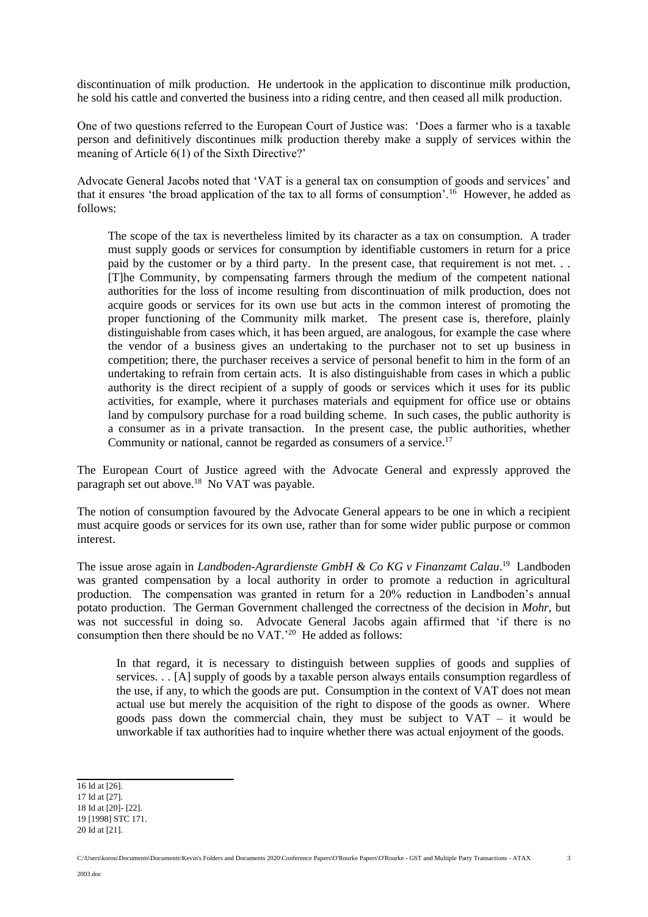discontinuation of milk production. He undertook in the application to discontinue milk production, he sold his cattle and converted the business into a riding centre, and then ceased all milk production.

One of two questions referred to the European Court of Justice was: 'Does a farmer who is a taxable person and definitively discontinues milk production thereby make a supply of services within the meaning of Article 6(1) of the Sixth Directive?'

Advocate General Jacobs noted that 'VAT is a general tax on consumption of goods and services' and that it ensures 'the broad application of the tax to all forms of consumption'.[16] However, he added as follows:

> The scope of the tax is nevertheless limited by its character as a tax on consumption. A trader must supply goods or services for consumption by identifiable customers in return for a price paid by the customer or by a third party. In the present case, that requirement is not met. . . [T]he Community, by compensating farmers through the medium of the competent national authorities for the loss of income resulting from discontinuation of milk production, does not acquire goods or services for its own use but acts in the common interest of promoting the proper functioning of the Community milk market. The present case is, therefore, plainly distinguishable from cases which, it has been argued, are analogous, for example the case where the vendor of a business gives an undertaking to the purchaser not to set up business in competition; there, the purchaser receives a service of personal benefit to him in the form of an undertaking to refrain from certain acts. It is also distinguishable from cases in which a public authority is the direct recipient of a supply of goods or services which it uses for its public activities, for example, where it purchases materials and equipment for office use or obtains land by compulsory purchase for a road building scheme. In such cases, the public authority is a consumer as in a private transaction. In the present case, the public authorities, whether Community or national, cannot be regarded as consumers of a service.[17]

The European Court of Justice agreed with the Advocate General and expressly approved the paragraph set out above.[18] No VAT was payable.

The notion of consumption favoured by the Advocate General appears to be one in which a recipient must acquire goods or services for its own use, rather than for some wider public purpose or common interest.

The issue arose again in *Landboden-Agrardienste GmbH & Co KG v Finanzamt Calau*.[19] Landboden was granted compensation by a local authority in order to promote a reduction in agricultural production. The compensation was granted in return for a 20% reduction in Landboden's annual potato production. The German Government challenged the correctness of the decision in *Mohr*, but was not successful in doing so. Advocate General Jacobs again affirmed that 'if there is no consumption then there should be no VAT.'[20] He added as follows:

> In that regard, it is necessary to distinguish between supplies of goods and supplies of services. . . [A] supply of goods by a taxable person always entails consumption regardless of the use, if any, to which the goods are put. Consumption in the context of VAT does not mean actual use but merely the acquisition of the right to dispose of the goods as owner. Where goods pass down the commercial chain, they must be subject to VAT – it would be unworkable if tax authorities had to inquire whether there was actual enjoyment of the goods.

---

16 Id at [26].

17 Id at [27].

18 Id at [20]- [22].

19 [1998] STC 171.

20 Id at [21].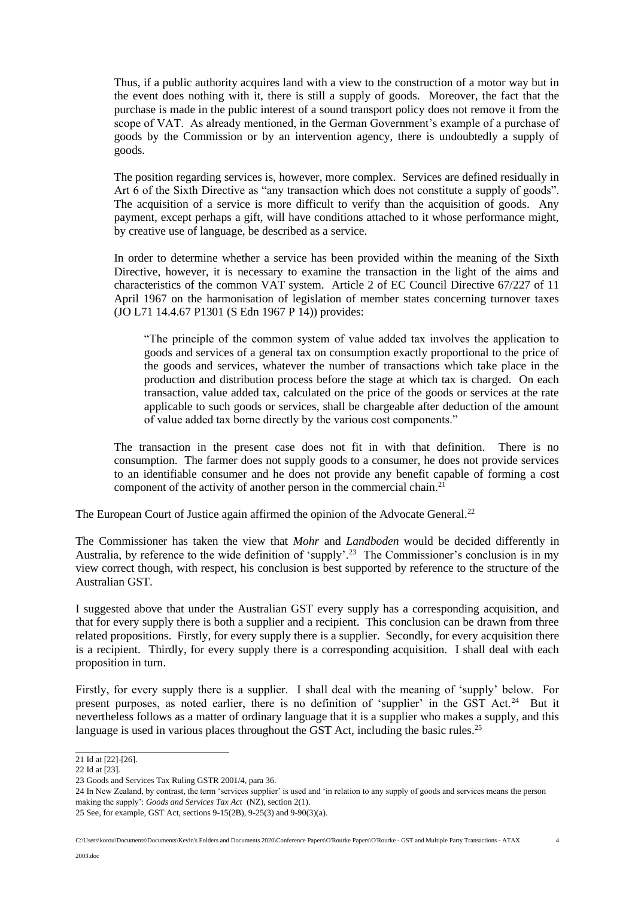> Thus, if a public authority acquires land with a view to the construction of a motor way but in the event does nothing with it, there is still a supply of goods. Moreover, the fact that the purchase is made in the public interest of a sound transport policy does not remove it from the scope of VAT. As already mentioned, in the German Government's example of a purchase of goods by the Commission or by an intervention agency, there is undoubtedly a supply of goods.
>
> The position regarding services is, however, more complex. Services are defined residually in Art 6 of the Sixth Directive as "any transaction which does not constitute a supply of goods". The acquisition of a service is more difficult to verify than the acquisition of goods. Any payment, except perhaps a gift, will have conditions attached to it whose performance might, by creative use of language, be described as a service.
>
> In order to determine whether a service has been provided within the meaning of the Sixth Directive, however, it is necessary to examine the transaction in the light of the aims and characteristics of the common VAT system. Article 2 of EC Council Directive 67/227 of 11 April 1967 on the harmonisation of legislation of member states concerning turnover taxes (JO L71 14.4.67 P1301 (S Edn 1967 P 14)) provides:
>
> > "The principle of the common system of value added tax involves the application to goods and services of a general tax on consumption exactly proportional to the price of the goods and services, whatever the number of transactions which take place in the production and distribution process before the stage at which tax is charged. On each transaction, value added tax, calculated on the price of the goods or services at the rate applicable to such goods or services, shall be chargeable after deduction of the amount of value added tax borne directly by the various cost components."
>
> The transaction in the present case does not fit in with that definition. There is no consumption. The farmer does not supply goods to a consumer, he does not provide services to an identifiable consumer and he does not provide any benefit capable of forming a cost component of the activity of another person in the commercial chain.[21]

The European Court of Justice again affirmed the opinion of the Advocate General.[22]

The Commissioner has taken the view that *Mohr* and *Landboden* would be decided differently in Australia, by reference to the wide definition of 'supply'.[23] The Commissioner's conclusion is in my view correct though, with respect, his conclusion is best supported by reference to the structure of the Australian GST.

I suggested above that under the Australian GST every supply has a corresponding acquisition, and that for every supply there is both a supplier and a recipient. This conclusion can be drawn from three related propositions. Firstly, for every supply there is a supplier. Secondly, for every acquisition there is a recipient. Thirdly, for every supply there is a corresponding acquisition. I shall deal with each proposition in turn.

Firstly, for every supply there is a supplier. I shall deal with the meaning of 'supply' below. For present purposes, as noted earlier, there is no definition of 'supplier' in the GST Act.[24] But it nevertheless follows as a matter of ordinary language that it is a supplier who makes a supply, and this language is used in various places throughout the GST Act, including the basic rules.[25]

---

21 Id at [22]-[26].

22 Id at [23].

23 Goods and Services Tax Ruling GSTR 2001/4, para 36.

24 In New Zealand, by contrast, the term 'services supplier' is used and 'in relation to any supply of goods and services means the person making the supply': *Goods and Services Tax Act* (NZ), section 2(1).

25 See, for example, GST Act, sections 9-15(2B), 9-25(3) and 9-90(3)(a).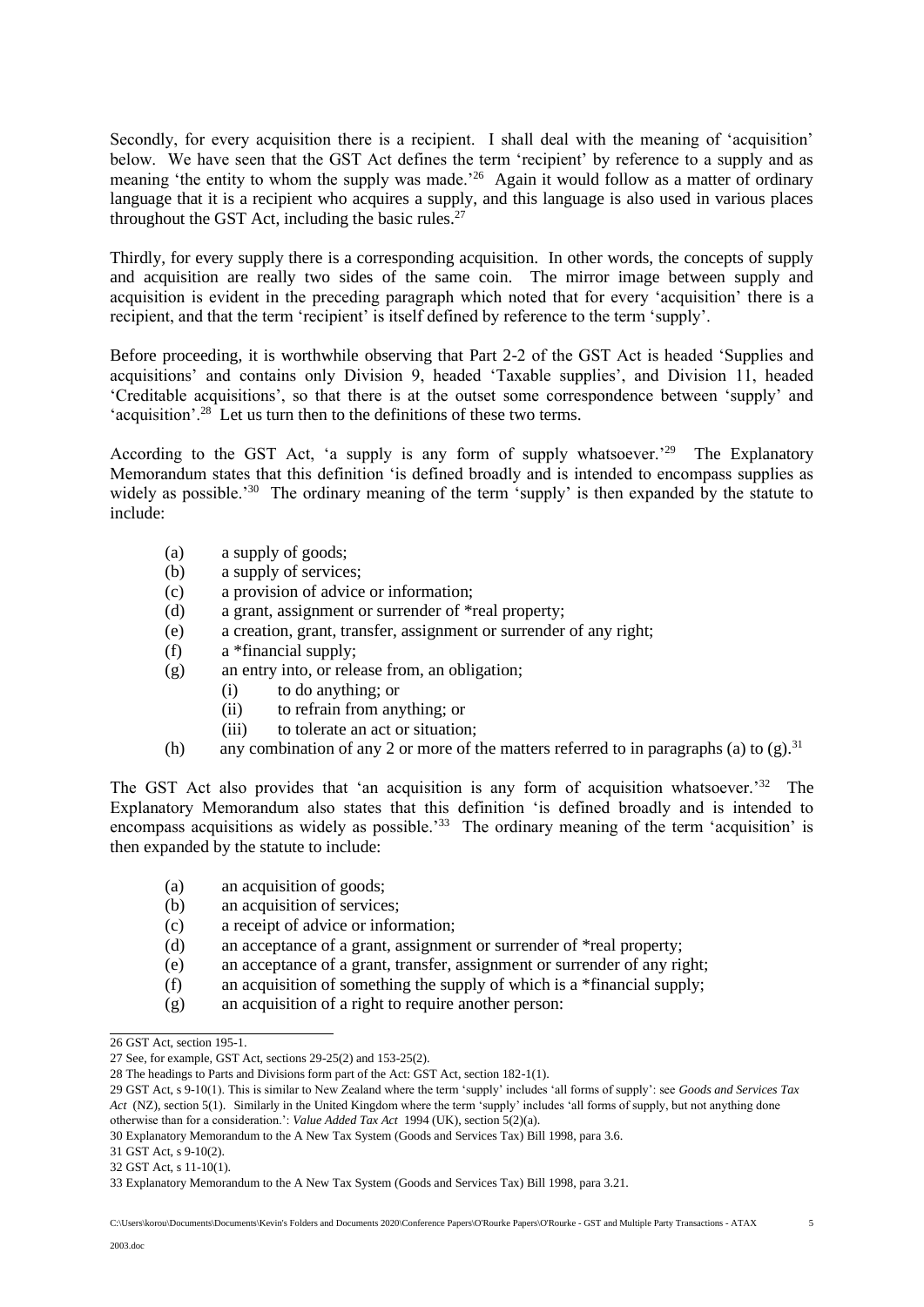Secondly, for every acquisition there is a recipient. I shall deal with the meaning of 'acquisition' below. We have seen that the GST Act defines the term 'recipient' by reference to a supply and as meaning 'the entity to whom the supply was made.'[26] Again it would follow as a matter of ordinary language that it is a recipient who acquires a supply, and this language is also used in various places throughout the GST Act, including the basic rules.[27]

Thirdly, for every supply there is a corresponding acquisition. In other words, the concepts of supply and acquisition are really two sides of the same coin. The mirror image between supply and acquisition is evident in the preceding paragraph which noted that for every 'acquisition' there is a recipient, and that the term 'recipient' is itself defined by reference to the term 'supply'.

Before proceeding, it is worthwhile observing that Part 2-2 of the GST Act is headed 'Supplies and acquisitions' and contains only Division 9, headed 'Taxable supplies', and Division 11, headed 'Creditable acquisitions', so that there is at the outset some correspondence between 'supply' and 'acquisition'.[28] Let us turn then to the definitions of these two terms.

According to the GST Act, 'a supply is any form of supply whatsoever.'[29] The Explanatory Memorandum states that this definition 'is defined broadly and is intended to encompass supplies as widely as possible.'[30] The ordinary meaning of the term 'supply' is then expanded by the statute to include:

- (a) a supply of goods;
- (b) a supply of services;
- (c) a provision of advice or information;
- (d) a grant, assignment or surrender of *real property;
- (e) a creation, grant, transfer, assignment or surrender of any right;
- (f) a *financial supply;
- (g) an entry into, or release from, an obligation;
  - (i) to do anything; or
  - (ii) to refrain from anything; or
  - (iii) to tolerate an act or situation;
- (h) any combination of any 2 or more of the matters referred to in paragraphs (a) to (g).[31]

The GST Act also provides that 'an acquisition is any form of acquisition whatsoever.'[32] The Explanatory Memorandum also states that this definition 'is defined broadly and is intended to encompass acquisitions as widely as possible.'[33] The ordinary meaning of the term 'acquisition' is then expanded by the statute to include:

- (a) an acquisition of goods;
- (b) an acquisition of services;
- (c) a receipt of advice or information;
- (d) an acceptance of a grant, assignment or surrender of *real property;
- (e) an acceptance of a grant, transfer, assignment or surrender of any right;
- (f) an acquisition of something the supply of which is a *financial supply;
- (g) an acquisition of a right to require another person:

---

26 GST Act, section 195-1.

27 See, for example, GST Act, sections 29-25(2) and 153-25(2).

28 The headings to Parts and Divisions form part of the Act: GST Act, section 182-1(1).

29 GST Act, s 9-10(1). This is similar to New Zealand where the term 'supply' includes 'all forms of supply': see *Goods and Services Tax Act* (NZ), section 5(1). Similarly in the United Kingdom where the term 'supply' includes 'all forms of supply, but not anything done otherwise than for a consideration.': *Value Added Tax Act* 1994 (UK), section 5(2)(a).

30 Explanatory Memorandum to the A New Tax System (Goods and Services Tax) Bill 1998, para 3.6.

31 GST Act, s 9-10(2).

32 GST Act, s 11-10(1).

33 Explanatory Memorandum to the A New Tax System (Goods and Services Tax) Bill 1998, para 3.21.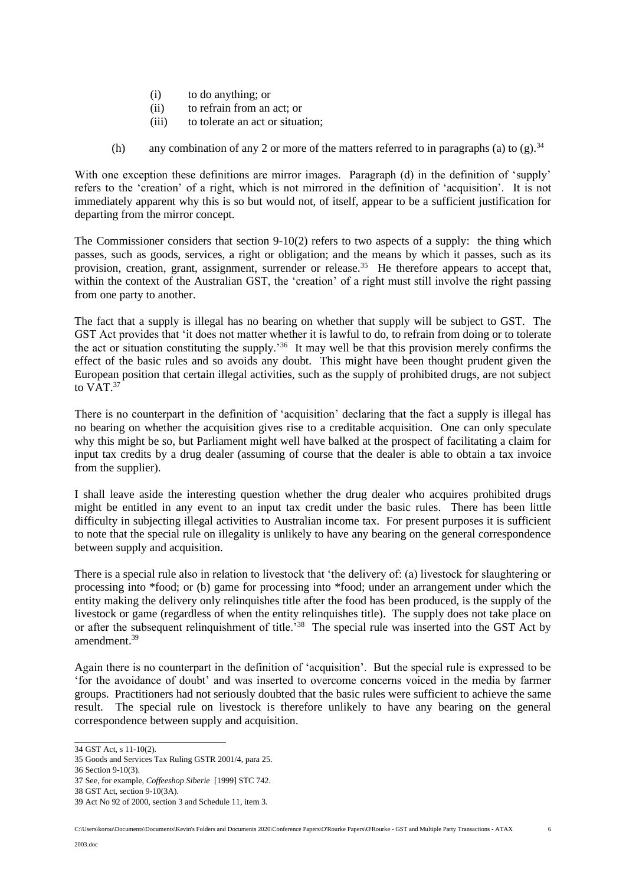(i) to do anything; or

(ii) to refrain from an act; or

(iii) to tolerate an act or situation;

(h) any combination of any 2 or more of the matters referred to in paragraphs (a) to (g).[34]

With one exception these definitions are mirror images. Paragraph (d) in the definition of 'supply' refers to the 'creation' of a right, which is not mirrored in the definition of 'acquisition'. It is not immediately apparent why this is so but would not, of itself, appear to be a sufficient justification for departing from the mirror concept.

The Commissioner considers that section 9-10(2) refers to two aspects of a supply: the thing which passes, such as goods, services, a right or obligation; and the means by which it passes, such as its provision, creation, grant, assignment, surrender or release.[35] He therefore appears to accept that, within the context of the Australian GST, the 'creation' of a right must still involve the right passing from one party to another.

The fact that a supply is illegal has no bearing on whether that supply will be subject to GST. The GST Act provides that 'it does not matter whether it is lawful to do, to refrain from doing or to tolerate the act or situation constituting the supply.'[36] It may well be that this provision merely confirms the effect of the basic rules and so avoids any doubt. This might have been thought prudent given the European position that certain illegal activities, such as the supply of prohibited drugs, are not subject to VAT.[37]

There is no counterpart in the definition of 'acquisition' declaring that the fact a supply is illegal has no bearing on whether the acquisition gives rise to a creditable acquisition. One can only speculate why this might be so, but Parliament might well have balked at the prospect of facilitating a claim for input tax credits by a drug dealer (assuming of course that the dealer is able to obtain a tax invoice from the supplier).

I shall leave aside the interesting question whether the drug dealer who acquires prohibited drugs might be entitled in any event to an input tax credit under the basic rules. There has been little difficulty in subjecting illegal activities to Australian income tax. For present purposes it is sufficient to note that the special rule on illegality is unlikely to have any bearing on the general correspondence between supply and acquisition.

There is a special rule also in relation to livestock that 'the delivery of: (a) livestock for slaughtering or processing into *food; or (b) game for processing into *food; under an arrangement under which the entity making the delivery only relinquishes title after the food has been produced, is the supply of the livestock or game (regardless of when the entity relinquishes title). The supply does not take place on or after the subsequent relinquishment of title.'[38] The special rule was inserted into the GST Act by amendment.[39]

Again there is no counterpart in the definition of 'acquisition'. But the special rule is expressed to be 'for the avoidance of doubt' and was inserted to overcome concerns voiced in the media by farmer groups. Practitioners had not seriously doubted that the basic rules were sufficient to achieve the same result. The special rule on livestock is therefore unlikely to have any bearing on the general correspondence between supply and acquisition.

---

34 GST Act, s 11-10(2).

35 Goods and Services Tax Ruling GSTR 2001/4, para 25.

36 Section 9-10(3).

37 See, for example, *Coffeeshop Siberie* [1999] STC 742.

38 GST Act, section 9-10(3A).

39 Act No 92 of 2000, section 3 and Schedule 11, item 3.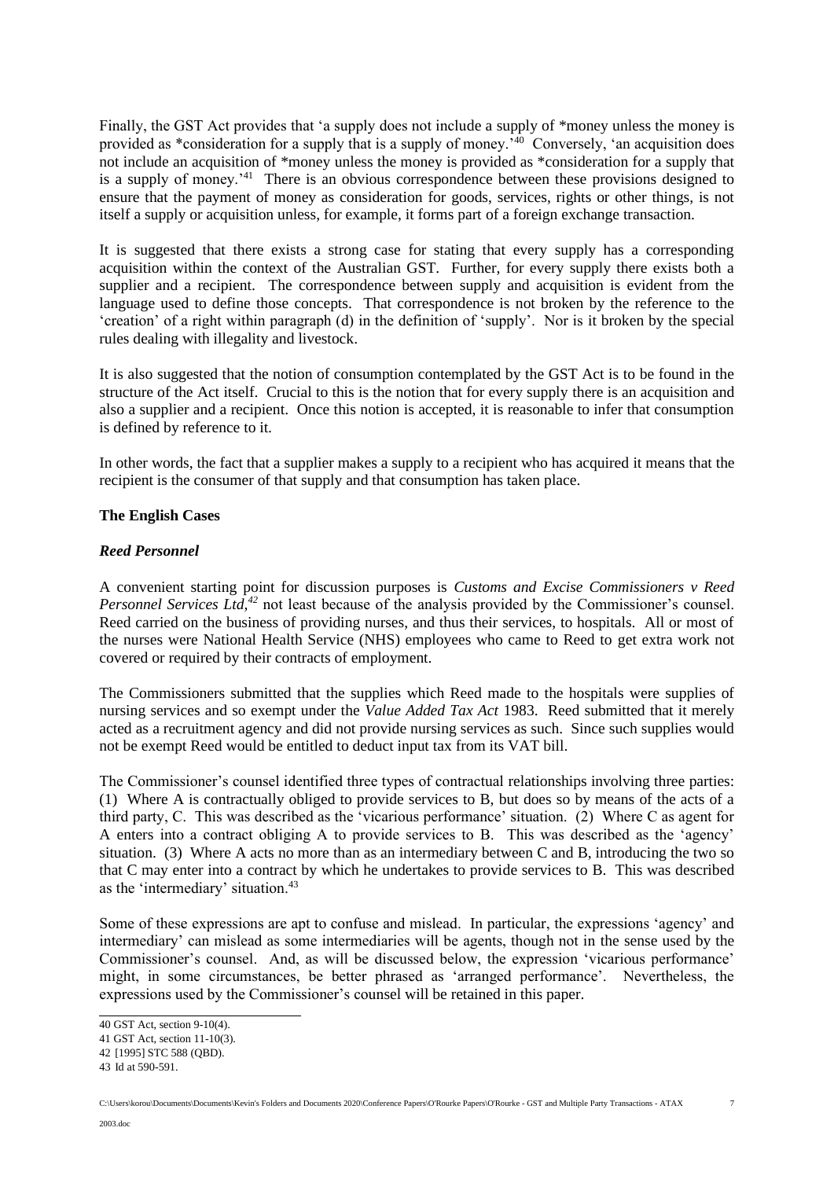Finally, the GST Act provides that 'a supply does not include a supply of *money unless the money is provided as *consideration for a supply that is a supply of money.'[40] Conversely, 'an acquisition does not include an acquisition of *money unless the money is provided as *consideration for a supply that is a supply of money.'[41] There is an obvious correspondence between these provisions designed to ensure that the payment of money as consideration for goods, services, rights or other things, is not itself a supply or acquisition unless, for example, it forms part of a foreign exchange transaction.

It is suggested that there exists a strong case for stating that every supply has a corresponding acquisition within the context of the Australian GST. Further, for every supply there exists both a supplier and a recipient. The correspondence between supply and acquisition is evident from the language used to define those concepts. That correspondence is not broken by the reference to the 'creation' of a right within paragraph (d) in the definition of 'supply'. Nor is it broken by the special rules dealing with illegality and livestock.

It is also suggested that the notion of consumption contemplated by the GST Act is to be found in the structure of the Act itself. Crucial to this is the notion that for every supply there is an acquisition and also a supplier and a recipient. Once this notion is accepted, it is reasonable to infer that consumption is defined by reference to it.

In other words, the fact that a supplier makes a supply to a recipient who has acquired it means that the recipient is the consumer of that supply and that consumption has taken place.

### The English Cases

#### *Reed Personnel*

A convenient starting point for discussion purposes is *Customs and Excise Commissioners v Reed Personnel Services Ltd*,[42] not least because of the analysis provided by the Commissioner's counsel. Reed carried on the business of providing nurses, and thus their services, to hospitals. All or most of the nurses were National Health Service (NHS) employees who came to Reed to get extra work not covered or required by their contracts of employment.

The Commissioners submitted that the supplies which Reed made to the hospitals were supplies of nursing services and so exempt under the *Value Added Tax Act* 1983. Reed submitted that it merely acted as a recruitment agency and did not provide nursing services as such. Since such supplies would not be exempt Reed would be entitled to deduct input tax from its VAT bill.

The Commissioner's counsel identified three types of contractual relationships involving three parties: (1) Where A is contractually obliged to provide services to B, but does so by means of the acts of a third party, C. This was described as the 'vicarious performance' situation. (2) Where C as agent for A enters into a contract obliging A to provide services to B. This was described as the 'agency' situation. (3) Where A acts no more than as an intermediary between C and B, introducing the two so that C may enter into a contract by which he undertakes to provide services to B. This was described as the 'intermediary' situation.[43]

Some of these expressions are apt to confuse and mislead. In particular, the expressions 'agency' and intermediary' can mislead as some intermediaries will be agents, though not in the sense used by the Commissioner's counsel. And, as will be discussed below, the expression 'vicarious performance' might, in some circumstances, be better phrased as 'arranged performance'. Nevertheless, the expressions used by the Commissioner's counsel will be retained in this paper.

---

40 GST Act, section 9-10(4).

41 GST Act, section 11-10(3).

42 [1995] STC 588 (QBD).

43 Id at 590-591.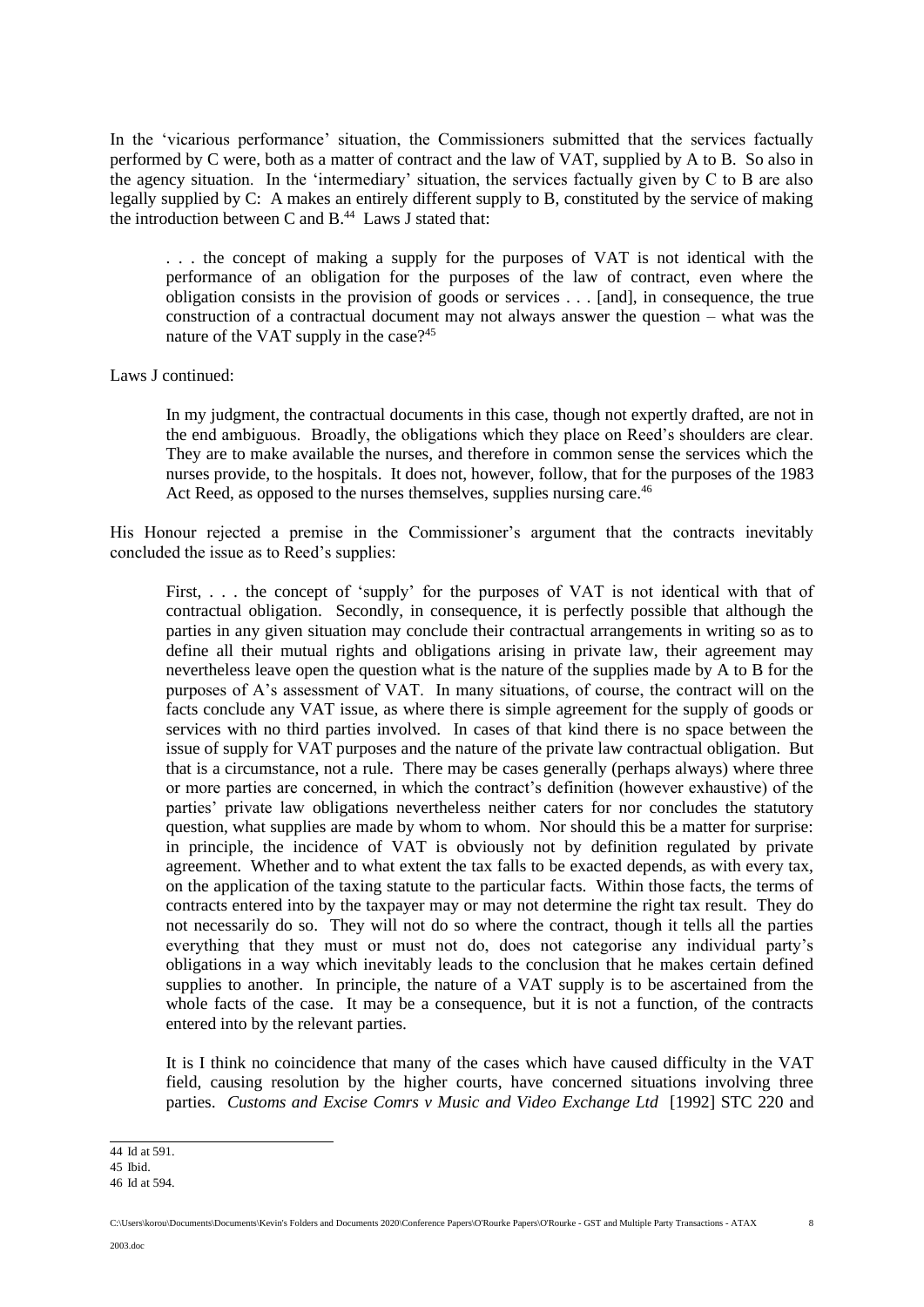In the 'vicarious performance' situation, the Commissioners submitted that the services factually performed by C were, both as a matter of contract and the law of VAT, supplied by A to B. So also in the agency situation. In the 'intermediary' situation, the services factually given by C to B are also legally supplied by C: A makes an entirely different supply to B, constituted by the service of making the introduction between C and B.[44] Laws J stated that:

> . . . the concept of making a supply for the purposes of VAT is not identical with the performance of an obligation for the purposes of the law of contract, even where the obligation consists in the provision of goods or services . . . [and], in consequence, the true construction of a contractual document may not always answer the question – what was the nature of the VAT supply in the case?[45]

Laws J continued:

> In my judgment, the contractual documents in this case, though not expertly drafted, are not in the end ambiguous. Broadly, the obligations which they place on Reed's shoulders are clear. They are to make available the nurses, and therefore in common sense the services which the nurses provide, to the hospitals. It does not, however, follow, that for the purposes of the 1983 Act Reed, as opposed to the nurses themselves, supplies nursing care.[46]

His Honour rejected a premise in the Commissioner's argument that the contracts inevitably concluded the issue as to Reed's supplies:

> First, . . . the concept of 'supply' for the purposes of VAT is not identical with that of contractual obligation. Secondly, in consequence, it is perfectly possible that although the parties in any given situation may conclude their contractual arrangements in writing so as to define all their mutual rights and obligations arising in private law, their agreement may nevertheless leave open the question what is the nature of the supplies made by A to B for the purposes of A's assessment of VAT. In many situations, of course, the contract will on the facts conclude any VAT issue, as where there is simple agreement for the supply of goods or services with no third parties involved. In cases of that kind there is no space between the issue of supply for VAT purposes and the nature of the private law contractual obligation. But that is a circumstance, not a rule. There may be cases generally (perhaps always) where three or more parties are concerned, in which the contract's definition (however exhaustive) of the parties' private law obligations nevertheless neither caters for nor concludes the statutory question, what supplies are made by whom to whom. Nor should this be a matter for surprise: in principle, the incidence of VAT is obviously not by definition regulated by private agreement. Whether and to what extent the tax falls to be exacted depends, as with every tax, on the application of the taxing statute to the particular facts. Within those facts, the terms of contracts entered into by the taxpayer may or may not determine the right tax result. They do not necessarily do so. They will not do so where the contract, though it tells all the parties everything that they must or must not do, does not categorise any individual party's obligations in a way which inevitably leads to the conclusion that he makes certain defined supplies to another. In principle, the nature of a VAT supply is to be ascertained from the whole facts of the case. It may be a consequence, but it is not a function, of the contracts entered into by the relevant parties.
>
> It is I think no coincidence that many of the cases which have caused difficulty in the VAT field, causing resolution by the higher courts, have concerned situations involving three parties. *Customs and Excise Comrs v Music and Video Exchange Ltd* [1992] STC 220 and

---

44 Id at 591.

45 Ibid.

46 Id at 594.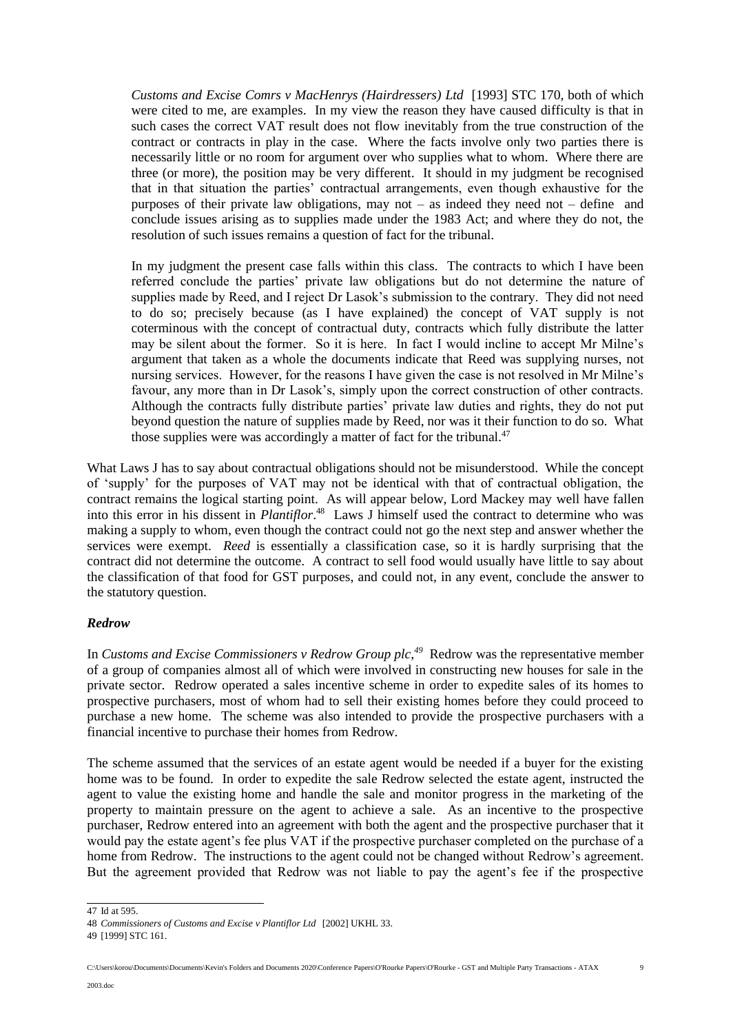*Customs and Excise Comrs v MacHenrys (Hairdressers) Ltd* [1993] STC 170, both of which were cited to me, are examples. In my view the reason they have caused difficulty is that in such cases the correct VAT result does not flow inevitably from the true construction of the contract or contracts in play in the case. Where the facts involve only two parties there is necessarily little or no room for argument over who supplies what to whom. Where there are three (or more), the position may be very different. It should in my judgment be recognised that in that situation the parties' contractual arrangements, even though exhaustive for the purposes of their private law obligations, may not – as indeed they need not – define and conclude issues arising as to supplies made under the 1983 Act; and where they do not, the resolution of such issues remains a question of fact for the tribunal.

> In my judgment the present case falls within this class. The contracts to which I have been referred conclude the parties' private law obligations but do not determine the nature of supplies made by Reed, and I reject Dr Lasok's submission to the contrary. They did not need to do so; precisely because (as I have explained) the concept of VAT supply is not coterminous with the concept of contractual duty, contracts which fully distribute the latter may be silent about the former. So it is here. In fact I would incline to accept Mr Milne's argument that taken as a whole the documents indicate that Reed was supplying nurses, not nursing services. However, for the reasons I have given the case is not resolved in Mr Milne's favour, any more than in Dr Lasok's, simply upon the correct construction of other contracts. Although the contracts fully distribute parties' private law duties and rights, they do not put beyond question the nature of supplies made by Reed, nor was it their function to do so. What those supplies were was accordingly a matter of fact for the tribunal.[47]

What Laws J has to say about contractual obligations should not be misunderstood. While the concept of 'supply' for the purposes of VAT may not be identical with that of contractual obligation, the contract remains the logical starting point. As will appear below, Lord Mackey may well have fallen into this error in his dissent in *Plantiflor*.[48] Laws J himself used the contract to determine who was making a supply to whom, even though the contract could not go the next step and answer whether the services were exempt. *Reed* is essentially a classification case, so it is hardly surprising that the contract did not determine the outcome. A contract to sell food would usually have little to say about the classification of that food for GST purposes, and could not, in any event, conclude the answer to the statutory question.

### *Redrow*

In *Customs and Excise Commissioners v Redrow Group plc*,[49] Redrow was the representative member of a group of companies almost all of which were involved in constructing new houses for sale in the private sector. Redrow operated a sales incentive scheme in order to expedite sales of its homes to prospective purchasers, most of whom had to sell their existing homes before they could proceed to purchase a new home. The scheme was also intended to provide the prospective purchasers with a financial incentive to purchase their homes from Redrow.

The scheme assumed that the services of an estate agent would be needed if a buyer for the existing home was to be found. In order to expedite the sale Redrow selected the estate agent, instructed the agent to value the existing home and handle the sale and monitor progress in the marketing of the property to maintain pressure on the agent to achieve a sale. As an incentive to the prospective purchaser, Redrow entered into an agreement with both the agent and the prospective purchaser that it would pay the estate agent's fee plus VAT if the prospective purchaser completed on the purchase of a home from Redrow. The instructions to the agent could not be changed without Redrow's agreement. But the agreement provided that Redrow was not liable to pay the agent's fee if the prospective

---

47 Id at 595.

48 *Commissioners of Customs and Excise v Plantiflor Ltd* [2002] UKHL 33.

49 [1999] STC 161.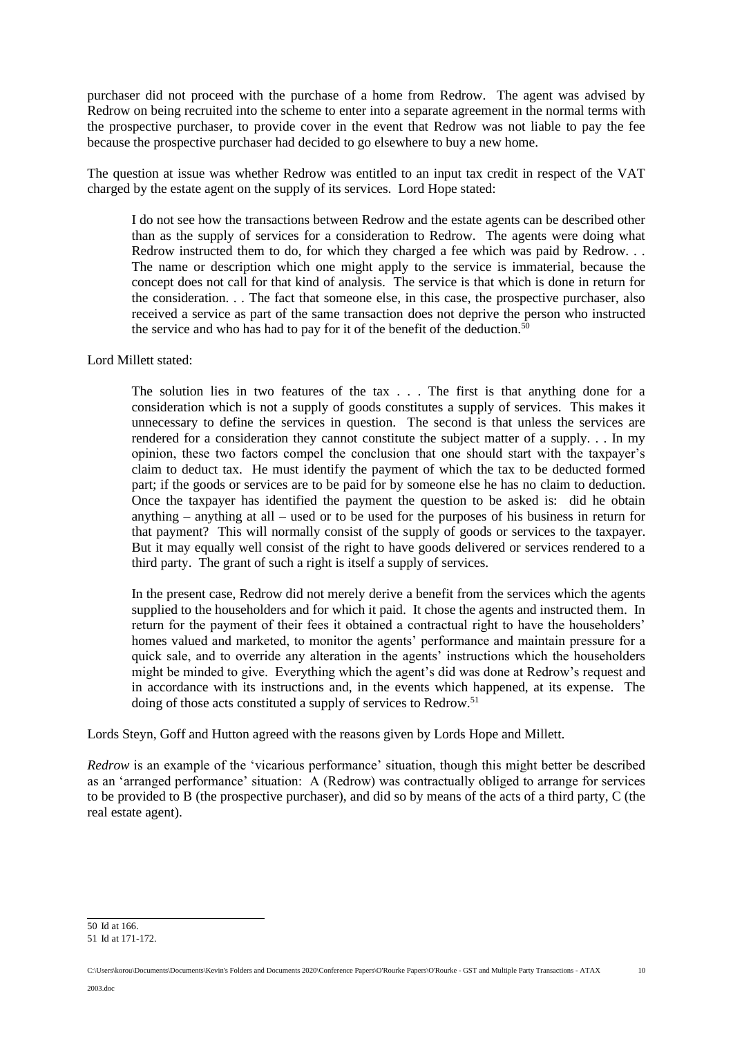purchaser did not proceed with the purchase of a home from Redrow. The agent was advised by Redrow on being recruited into the scheme to enter into a separate agreement in the normal terms with the prospective purchaser, to provide cover in the event that Redrow was not liable to pay the fee because the prospective purchaser had decided to go elsewhere to buy a new home.

The question at issue was whether Redrow was entitled to an input tax credit in respect of the VAT charged by the estate agent on the supply of its services. Lord Hope stated:

> I do not see how the transactions between Redrow and the estate agents can be described other than as the supply of services for a consideration to Redrow. The agents were doing what Redrow instructed them to do, for which they charged a fee which was paid by Redrow. . . The name or description which one might apply to the service is immaterial, because the concept does not call for that kind of analysis. The service is that which is done in return for the consideration. . . The fact that someone else, in this case, the prospective purchaser, also received a service as part of the same transaction does not deprive the person who instructed the service and who has had to pay for it of the benefit of the deduction.[50]

Lord Millett stated:

> The solution lies in two features of the tax . . . The first is that anything done for a consideration which is not a supply of goods constitutes a supply of services. This makes it unnecessary to define the services in question. The second is that unless the services are rendered for a consideration they cannot constitute the subject matter of a supply. . . In my opinion, these two factors compel the conclusion that one should start with the taxpayer's claim to deduct tax. He must identify the payment of which the tax to be deducted formed part; if the goods or services are to be paid for by someone else he has no claim to deduction. Once the taxpayer has identified the payment the question to be asked is: did he obtain anything – anything at all – used or to be used for the purposes of his business in return for that payment? This will normally consist of the supply of goods or services to the taxpayer. But it may equally well consist of the right to have goods delivered or services rendered to a third party. The grant of such a right is itself a supply of services.
>
> In the present case, Redrow did not merely derive a benefit from the services which the agents supplied to the householders and for which it paid. It chose the agents and instructed them. In return for the payment of their fees it obtained a contractual right to have the householders' homes valued and marketed, to monitor the agents' performance and maintain pressure for a quick sale, and to override any alteration in the agents' instructions which the householders might be minded to give. Everything which the agent's did was done at Redrow's request and in accordance with its instructions and, in the events which happened, at its expense. The doing of those acts constituted a supply of services to Redrow.[51]

Lords Steyn, Goff and Hutton agreed with the reasons given by Lords Hope and Millett.

*Redrow* is an example of the 'vicarious performance' situation, though this might better be described as an 'arranged performance' situation: A (Redrow) was contractually obliged to arrange for services to be provided to B (the prospective purchaser), and did so by means of the acts of a third party, C (the real estate agent).

---

50 Id at 166.

51 Id at 171-172.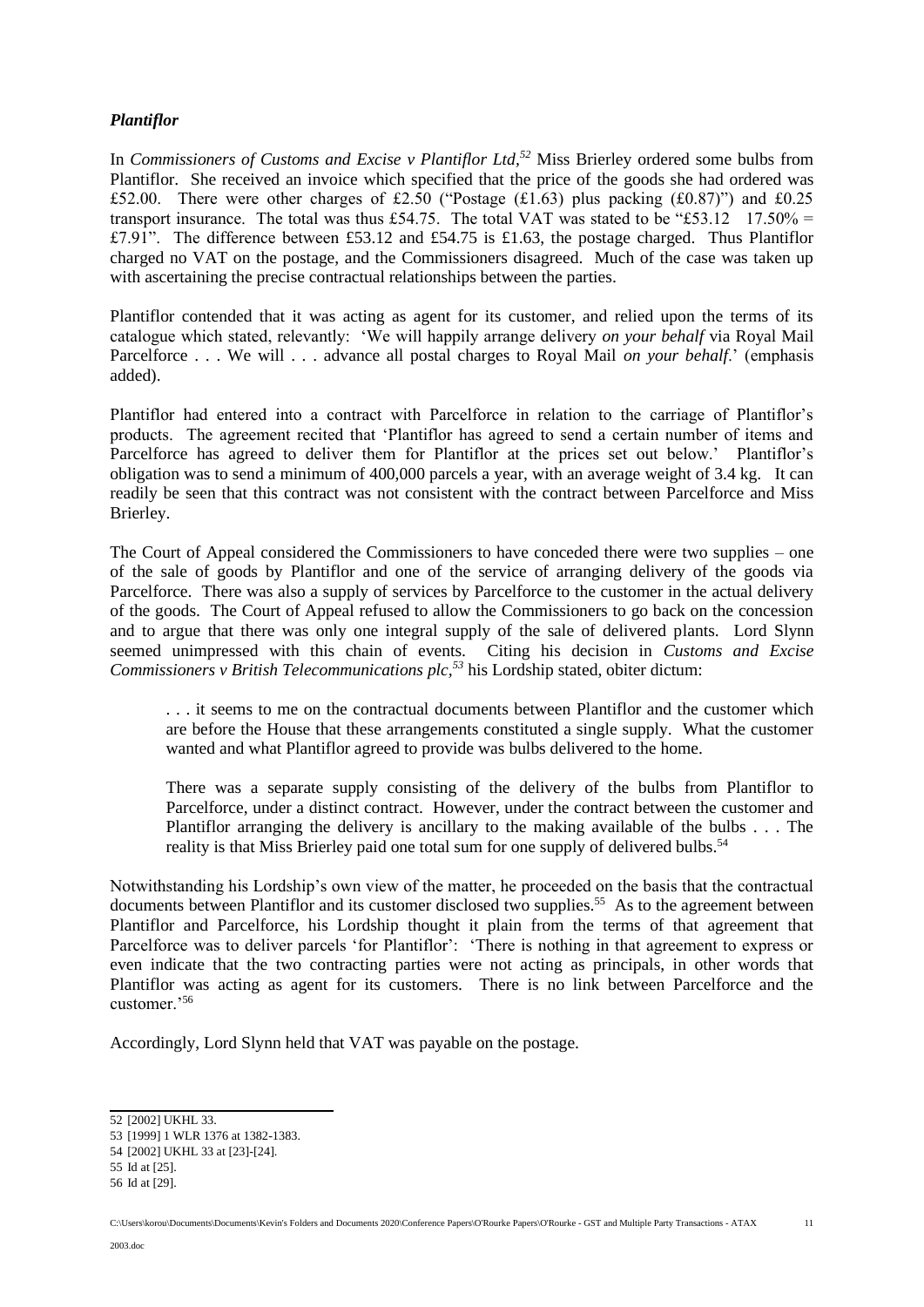### *Plantiflor*

In *Commissioners of Customs and Excise v Plantiflor Ltd*,[52] Miss Brierley ordered some bulbs from Plantiflor. She received an invoice which specified that the price of the goods she had ordered was £52.00. There were other charges of £2.50 ("Postage (£1.63) plus packing (£0.87)") and £0.25 transport insurance. The total was thus £54.75. The total VAT was stated to be "£53.12 17.50% = £7.91". The difference between £53.12 and £54.75 is £1.63, the postage charged. Thus Plantiflor charged no VAT on the postage, and the Commissioners disagreed. Much of the case was taken up with ascertaining the precise contractual relationships between the parties.

Plantiflor contended that it was acting as agent for its customer, and relied upon the terms of its catalogue which stated, relevantly: 'We will happily arrange delivery *on your behalf* via Royal Mail Parcelforce . . . We will . . . advance all postal charges to Royal Mail *on your behalf*.' (emphasis added).

Plantiflor had entered into a contract with Parcelforce in relation to the carriage of Plantiflor's products. The agreement recited that 'Plantiflor has agreed to send a certain number of items and Parcelforce has agreed to deliver them for Plantiflor at the prices set out below.' Plantiflor's obligation was to send a minimum of 400,000 parcels a year, with an average weight of 3.4 kg. It can readily be seen that this contract was not consistent with the contract between Parcelforce and Miss Brierley.

The Court of Appeal considered the Commissioners to have conceded there were two supplies – one of the sale of goods by Plantiflor and one of the service of arranging delivery of the goods via Parcelforce. There was also a supply of services by Parcelforce to the customer in the actual delivery of the goods. The Court of Appeal refused to allow the Commissioners to go back on the concession and to argue that there was only one integral supply of the sale of delivered plants. Lord Slynn seemed unimpressed with this chain of events. Citing his decision in *Customs and Excise Commissioners v British Telecommunications plc*,[53] his Lordship stated, obiter dictum:

> . . . it seems to me on the contractual documents between Plantiflor and the customer which are before the House that these arrangements constituted a single supply. What the customer wanted and what Plantiflor agreed to provide was bulbs delivered to the home.
>
> There was a separate supply consisting of the delivery of the bulbs from Plantiflor to Parcelforce, under a distinct contract. However, under the contract between the customer and Plantiflor arranging the delivery is ancillary to the making available of the bulbs . . . The reality is that Miss Brierley paid one total sum for one supply of delivered bulbs.[54]

Notwithstanding his Lordship's own view of the matter, he proceeded on the basis that the contractual documents between Plantiflor and its customer disclosed two supplies.[55] As to the agreement between Plantiflor and Parcelforce, his Lordship thought it plain from the terms of that agreement that Parcelforce was to deliver parcels 'for Plantiflor': 'There is nothing in that agreement to express or even indicate that the two contracting parties were not acting as principals, in other words that Plantiflor was acting as agent for its customers. There is no link between Parcelforce and the customer.'[56]

Accordingly, Lord Slynn held that VAT was payable on the postage.

---

52 [2002] UKHL 33.

53 [1999] 1 WLR 1376 at 1382-1383.

54 [2002] UKHL 33 at [23]-[24].

55 Id at [25].

56 Id at [29].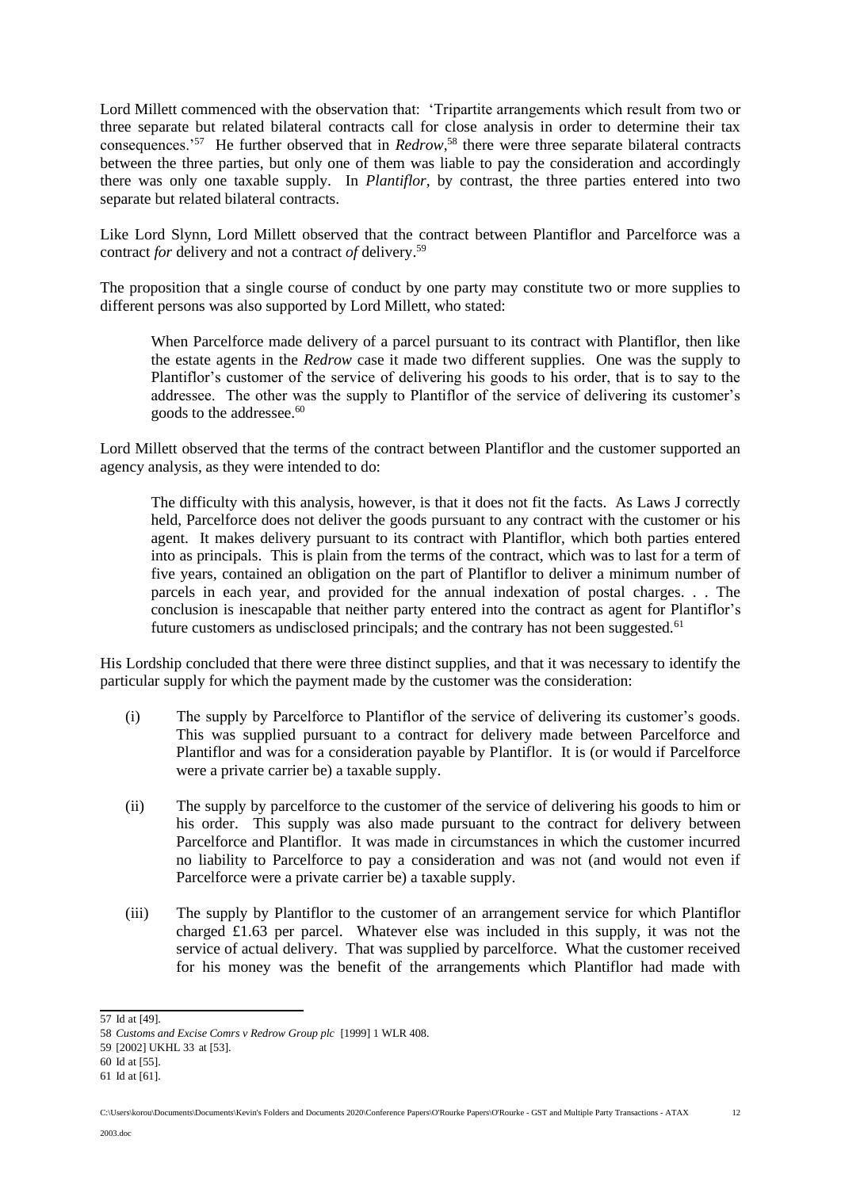Lord Millett commenced with the observation that: 'Tripartite arrangements which result from two or three separate but related bilateral contracts call for close analysis in order to determine their tax consequences.'[57] He further observed that in *Redrow*,[58] there were three separate bilateral contracts between the three parties, but only one of them was liable to pay the consideration and accordingly there was only one taxable supply. In *Plantiflor*, by contrast, the three parties entered into two separate but related bilateral contracts.

Like Lord Slynn, Lord Millett observed that the contract between Plantiflor and Parcelforce was a contract *for* delivery and not a contract *of* delivery.[59]

The proposition that a single course of conduct by one party may constitute two or more supplies to different persons was also supported by Lord Millett, who stated:

> When Parcelforce made delivery of a parcel pursuant to its contract with Plantiflor, then like the estate agents in the *Redrow* case it made two different supplies. One was the supply to Plantiflor's customer of the service of delivering his goods to his order, that is to say to the addressee. The other was the supply to Plantiflor of the service of delivering its customer's goods to the addressee.[60]

Lord Millett observed that the terms of the contract between Plantiflor and the customer supported an agency analysis, as they were intended to do:

> The difficulty with this analysis, however, is that it does not fit the facts. As Laws J correctly held, Parcelforce does not deliver the goods pursuant to any contract with the customer or his agent. It makes delivery pursuant to its contract with Plantiflor, which both parties entered into as principals. This is plain from the terms of the contract, which was to last for a term of five years, contained an obligation on the part of Plantiflor to deliver a minimum number of parcels in each year, and provided for the annual indexation of postal charges. . . The conclusion is inescapable that neither party entered into the contract as agent for Plantiflor's future customers as undisclosed principals; and the contrary has not been suggested.[61]

His Lordship concluded that there were three distinct supplies, and that it was necessary to identify the particular supply for which the payment made by the customer was the consideration:

(i) The supply by Parcelforce to Plantiflor of the service of delivering its customer's goods. This was supplied pursuant to a contract for delivery made between Parcelforce and Plantiflor and was for a consideration payable by Plantiflor. It is (or would if Parcelforce were a private carrier be) a taxable supply.

(ii) The supply by parcelforce to the customer of the service of delivering his goods to him or his order. This supply was also made pursuant to the contract for delivery between Parcelforce and Plantiflor. It was made in circumstances in which the customer incurred no liability to Parcelforce to pay a consideration and was not (and would not even if Parcelforce were a private carrier be) a taxable supply.

(iii) The supply by Plantiflor to the customer of an arrangement service for which Plantiflor charged £1.63 per parcel. Whatever else was included in this supply, it was not the service of actual delivery. That was supplied by parcelforce. What the customer received for his money was the benefit of the arrangements which Plantiflor had made with

---

57 Id at [49].

58 *Customs and Excise Comrs v Redrow Group plc* [1999] 1 WLR 408.

59 [2002] UKHL 33 at [53].

60 Id at [55].

61 Id at [61].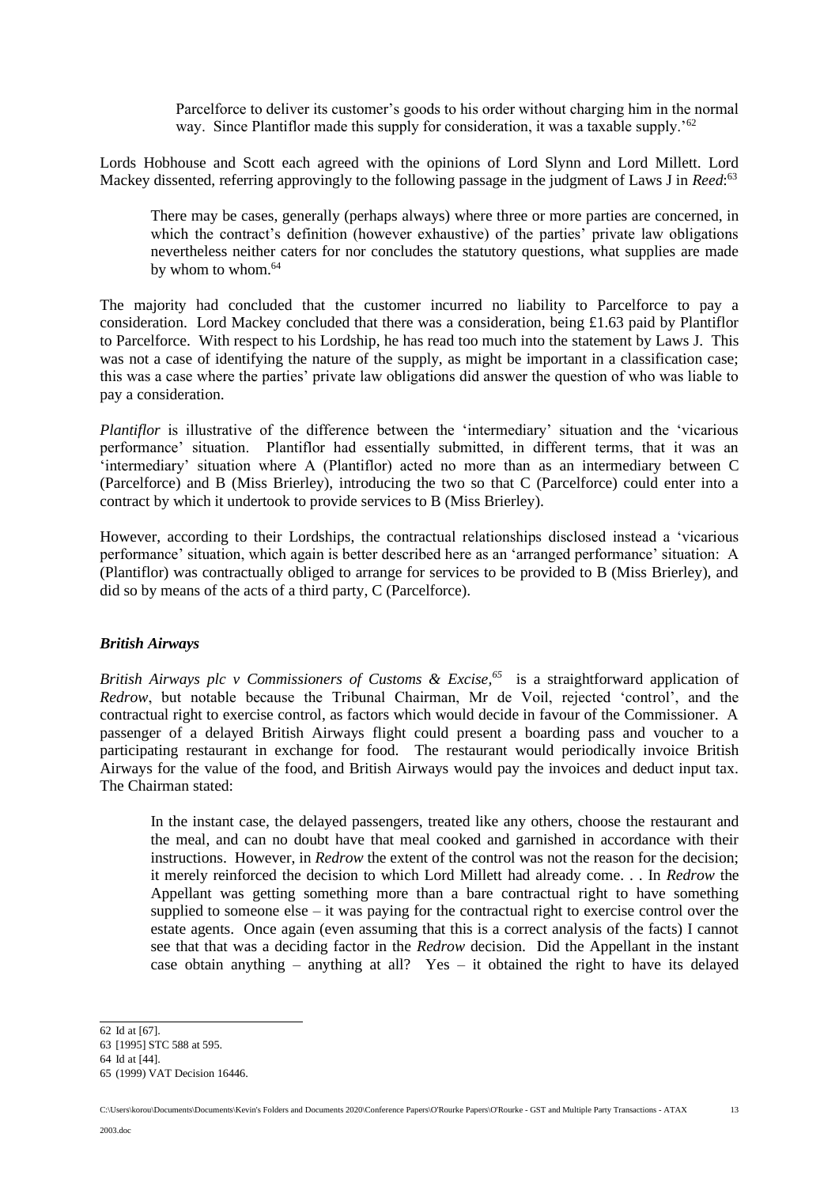> Parcelforce to deliver its customer's goods to his order without charging him in the normal way. Since Plantiflor made this supply for consideration, it was a taxable supply.'[62]

Lords Hobhouse and Scott each agreed with the opinions of Lord Slynn and Lord Millett. Lord Mackey dissented, referring approvingly to the following passage in the judgment of Laws J in *Reed*:[63]

> There may be cases, generally (perhaps always) where three or more parties are concerned, in which the contract's definition (however exhaustive) of the parties' private law obligations nevertheless neither caters for nor concludes the statutory questions, what supplies are made by whom to whom.[64]

The majority had concluded that the customer incurred no liability to Parcelforce to pay a consideration. Lord Mackey concluded that there was a consideration, being £1.63 paid by Plantiflor to Parcelforce. With respect to his Lordship, he has read too much into the statement by Laws J. This was not a case of identifying the nature of the supply, as might be important in a classification case; this was a case where the parties' private law obligations did answer the question of who was liable to pay a consideration.

*Plantiflor* is illustrative of the difference between the 'intermediary' situation and the 'vicarious performance' situation. Plantiflor had essentially submitted, in different terms, that it was an 'intermediary' situation where A (Plantiflor) acted no more than as an intermediary between C (Parcelforce) and B (Miss Brierley), introducing the two so that C (Parcelforce) could enter into a contract by which it undertook to provide services to B (Miss Brierley).

However, according to their Lordships, the contractual relationships disclosed instead a 'vicarious performance' situation, which again is better described here as an 'arranged performance' situation: A (Plantiflor) was contractually obliged to arrange for services to be provided to B (Miss Brierley), and did so by means of the acts of a third party, C (Parcelforce).

### *British Airways*

*British Airways plc v Commissioners of Customs & Excise*,[65] is a straightforward application of *Redrow*, but notable because the Tribunal Chairman, Mr de Voil, rejected 'control', and the contractual right to exercise control, as factors which would decide in favour of the Commissioner. A passenger of a delayed British Airways flight could present a boarding pass and voucher to a participating restaurant in exchange for food. The restaurant would periodically invoice British Airways for the value of the food, and British Airways would pay the invoices and deduct input tax. The Chairman stated:

> In the instant case, the delayed passengers, treated like any others, choose the restaurant and the meal, and can no doubt have that meal cooked and garnished in accordance with their instructions. However, in *Redrow* the extent of the control was not the reason for the decision; it merely reinforced the decision to which Lord Millett had already come. . . In *Redrow* the Appellant was getting something more than a bare contractual right to have something supplied to someone else – it was paying for the contractual right to exercise control over the estate agents. Once again (even assuming that this is a correct analysis of the facts) I cannot see that that was a deciding factor in the *Redrow* decision. Did the Appellant in the instant case obtain anything – anything at all? Yes – it obtained the right to have its delayed

---

62 Id at [67].

63 [1995] STC 588 at 595.

64 Id at [44].

65 (1999) VAT Decision 16446.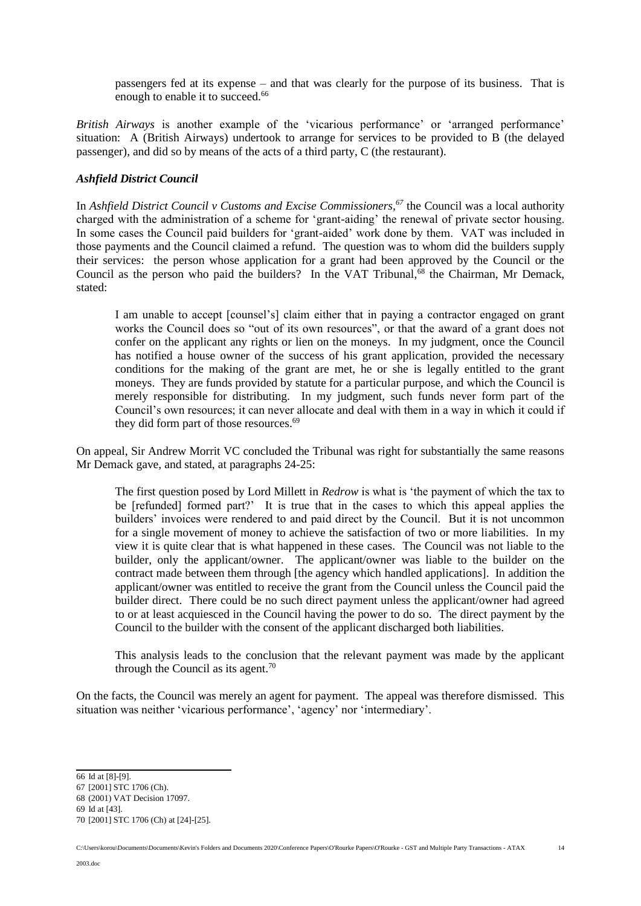> passengers fed at its expense – and that was clearly for the purpose of its business. That is enough to enable it to succeed.[66]

*British Airways* is another example of the 'vicarious performance' or 'arranged performance' situation: A (British Airways) undertook to arrange for services to be provided to B (the delayed passenger), and did so by means of the acts of a third party, C (the restaurant).

### *Ashfield District Council*

In *Ashfield District Council v Customs and Excise Commissioners,*[67] the Council was a local authority charged with the administration of a scheme for 'grant-aiding' the renewal of private sector housing. In some cases the Council paid builders for 'grant-aided' work done by them. VAT was included in those payments and the Council claimed a refund. The question was to whom did the builders supply their services: the person whose application for a grant had been approved by the Council or the Council as the person who paid the builders? In the VAT Tribunal,[68] the Chairman, Mr Demack, stated:

> I am unable to accept [counsel's] claim either that in paying a contractor engaged on grant works the Council does so "out of its own resources", or that the award of a grant does not confer on the applicant any rights or lien on the moneys. In my judgment, once the Council has notified a house owner of the success of his grant application, provided the necessary conditions for the making of the grant are met, he or she is legally entitled to the grant moneys. They are funds provided by statute for a particular purpose, and which the Council is merely responsible for distributing. In my judgment, such funds never form part of the Council's own resources; it can never allocate and deal with them in a way in which it could if they did form part of those resources.[69]

On appeal, Sir Andrew Morrit VC concluded the Tribunal was right for substantially the same reasons Mr Demack gave, and stated, at paragraphs 24-25:

> The first question posed by Lord Millett in *Redrow* is what is 'the payment of which the tax to be [refunded] formed part?' It is true that in the cases to which this appeal applies the builders' invoices were rendered to and paid direct by the Council. But it is not uncommon for a single movement of money to achieve the satisfaction of two or more liabilities. In my view it is quite clear that is what happened in these cases. The Council was not liable to the builder, only the applicant/owner. The applicant/owner was liable to the builder on the contract made between them through [the agency which handled applications]. In addition the applicant/owner was entitled to receive the grant from the Council unless the Council paid the builder direct. There could be no such direct payment unless the applicant/owner had agreed to or at least acquiesced in the Council having the power to do so. The direct payment by the Council to the builder with the consent of the applicant discharged both liabilities.
>
> This analysis leads to the conclusion that the relevant payment was made by the applicant through the Council as its agent.[70]

On the facts, the Council was merely an agent for payment. The appeal was therefore dismissed. This situation was neither 'vicarious performance', 'agency' nor 'intermediary'.

---

66 Id at [8]-[9].
67 [2001] STC 1706 (Ch).
68 (2001) VAT Decision 17097.
69 Id at [43].
70 [2001] STC 1706 (Ch) at [24]-[25].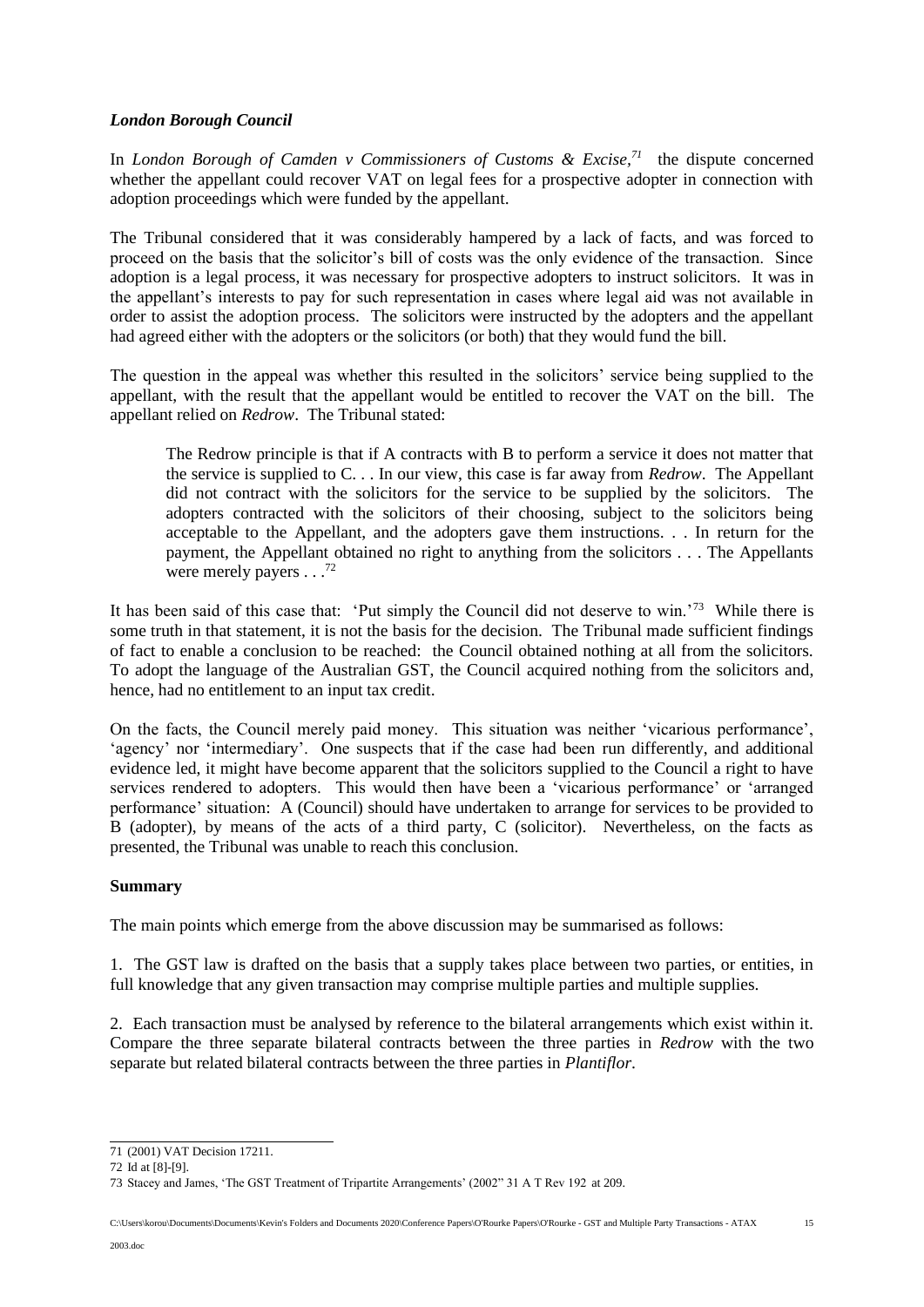### *London Borough Council*

In *London Borough of Camden v Commissioners of Customs & Excise*,[71] the dispute concerned whether the appellant could recover VAT on legal fees for a prospective adopter in connection with adoption proceedings which were funded by the appellant.

The Tribunal considered that it was considerably hampered by a lack of facts, and was forced to proceed on the basis that the solicitor's bill of costs was the only evidence of the transaction. Since adoption is a legal process, it was necessary for prospective adopters to instruct solicitors. It was in the appellant's interests to pay for such representation in cases where legal aid was not available in order to assist the adoption process. The solicitors were instructed by the adopters and the appellant had agreed either with the adopters or the solicitors (or both) that they would fund the bill.

The question in the appeal was whether this resulted in the solicitors' service being supplied to the appellant, with the result that the appellant would be entitled to recover the VAT on the bill. The appellant relied on *Redrow*. The Tribunal stated:

> The Redrow principle is that if A contracts with B to perform a service it does not matter that the service is supplied to C. . . In our view, this case is far away from *Redrow*. The Appellant did not contract with the solicitors for the service to be supplied by the solicitors. The adopters contracted with the solicitors of their choosing, subject to the solicitors being acceptable to the Appellant, and the adopters gave them instructions. . . In return for the payment, the Appellant obtained no right to anything from the solicitors . . . The Appellants were merely payers . . .[72]

It has been said of this case that: 'Put simply the Council did not deserve to win.'[73] While there is some truth in that statement, it is not the basis for the decision. The Tribunal made sufficient findings of fact to enable a conclusion to be reached: the Council obtained nothing at all from the solicitors. To adopt the language of the Australian GST, the Council acquired nothing from the solicitors and, hence, had no entitlement to an input tax credit.

On the facts, the Council merely paid money. This situation was neither 'vicarious performance', 'agency' nor 'intermediary'. One suspects that if the case had been run differently, and additional evidence led, it might have become apparent that the solicitors supplied to the Council a right to have services rendered to adopters. This would then have been a 'vicarious performance' or 'arranged performance' situation: A (Council) should have undertaken to arrange for services to be provided to B (adopter), by means of the acts of a third party, C (solicitor). Nevertheless, on the facts as presented, the Tribunal was unable to reach this conclusion.

### **Summary**

The main points which emerge from the above discussion may be summarised as follows:

1. The GST law is drafted on the basis that a supply takes place between two parties, or entities, in full knowledge that any given transaction may comprise multiple parties and multiple supplies.

2. Each transaction must be analysed by reference to the bilateral arrangements which exist within it. Compare the three separate bilateral contracts between the three parties in *Redrow* with the two separate but related bilateral contracts between the three parties in *Plantiflor*.

---

71 (2001) VAT Decision 17211.

72 Id at [8]-[9].

73 Stacey and James, 'The GST Treatment of Tripartite Arrangements' (2002" 31 A T Rev 192 at 209.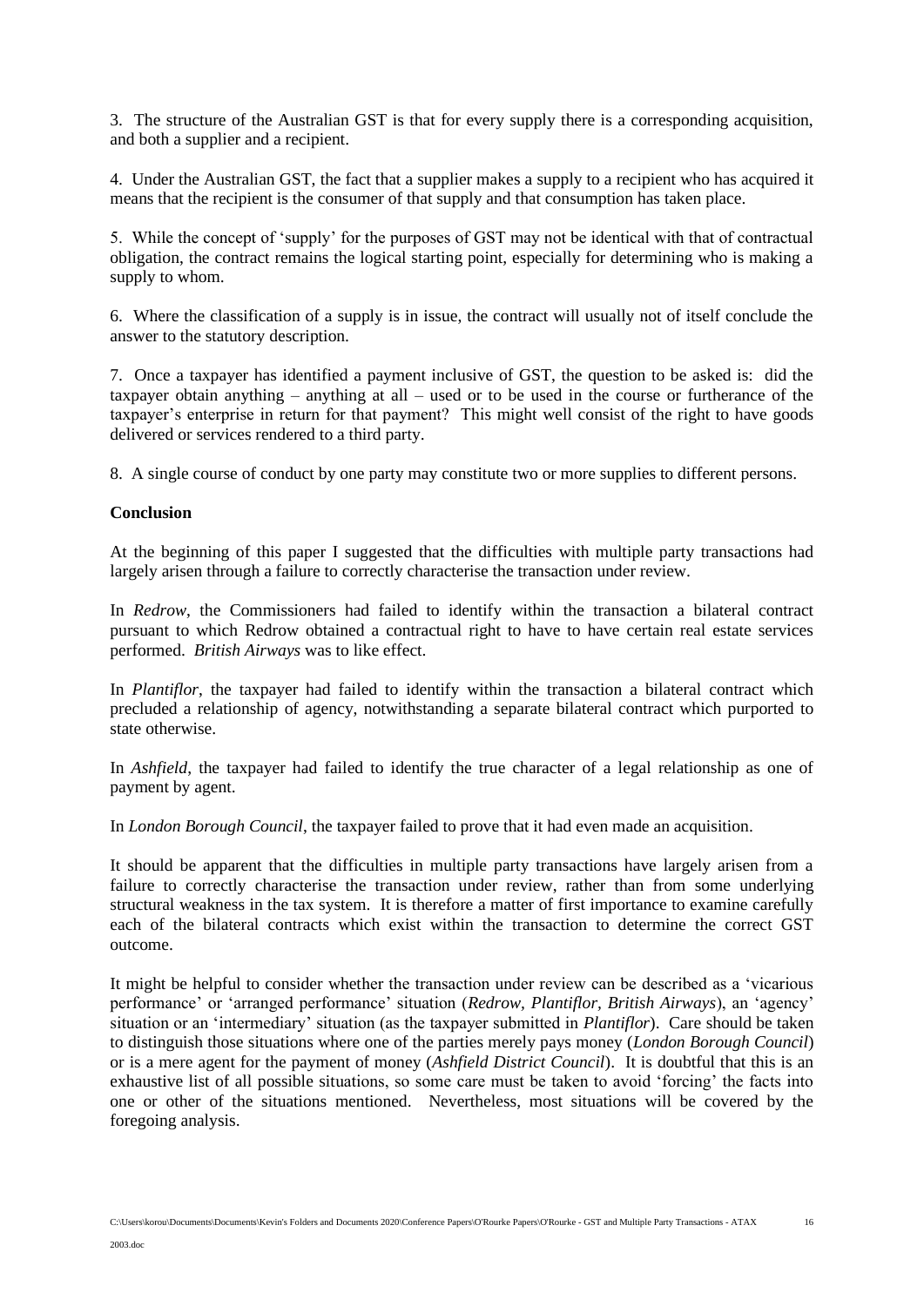3. The structure of the Australian GST is that for every supply there is a corresponding acquisition, and both a supplier and a recipient.

4. Under the Australian GST, the fact that a supplier makes a supply to a recipient who has acquired it means that the recipient is the consumer of that supply and that consumption has taken place.

5. While the concept of 'supply' for the purposes of GST may not be identical with that of contractual obligation, the contract remains the logical starting point, especially for determining who is making a supply to whom.

6. Where the classification of a supply is in issue, the contract will usually not of itself conclude the answer to the statutory description.

7. Once a taxpayer has identified a payment inclusive of GST, the question to be asked is: did the taxpayer obtain anything – anything at all – used or to be used in the course or furtherance of the taxpayer's enterprise in return for that payment? This might well consist of the right to have goods delivered or services rendered to a third party.

8. A single course of conduct by one party may constitute two or more supplies to different persons.

**Conclusion**

At the beginning of this paper I suggested that the difficulties with multiple party transactions had largely arisen through a failure to correctly characterise the transaction under review.

In *Redrow*, the Commissioners had failed to identify within the transaction a bilateral contract pursuant to which Redrow obtained a contractual right to have to have certain real estate services performed. *British Airways* was to like effect.

In *Plantiflor*, the taxpayer had failed to identify within the transaction a bilateral contract which precluded a relationship of agency, notwithstanding a separate bilateral contract which purported to state otherwise.

In *Ashfield*, the taxpayer had failed to identify the true character of a legal relationship as one of payment by agent.

In *London Borough Council*, the taxpayer failed to prove that it had even made an acquisition.

It should be apparent that the difficulties in multiple party transactions have largely arisen from a failure to correctly characterise the transaction under review, rather than from some underlying structural weakness in the tax system. It is therefore a matter of first importance to examine carefully each of the bilateral contracts which exist within the transaction to determine the correct GST outcome.

It might be helpful to consider whether the transaction under review can be described as a 'vicarious performance' or 'arranged performance' situation (*Redrow, Plantiflor, British Airways*), an 'agency' situation or an 'intermediary' situation (as the taxpayer submitted in *Plantiflor*). Care should be taken to distinguish those situations where one of the parties merely pays money (*London Borough Council*) or is a mere agent for the payment of money (*Ashfield District Council*). It is doubtful that this is an exhaustive list of all possible situations, so some care must be taken to avoid 'forcing' the facts into one or other of the situations mentioned. Nevertheless, most situations will be covered by the foregoing analysis.